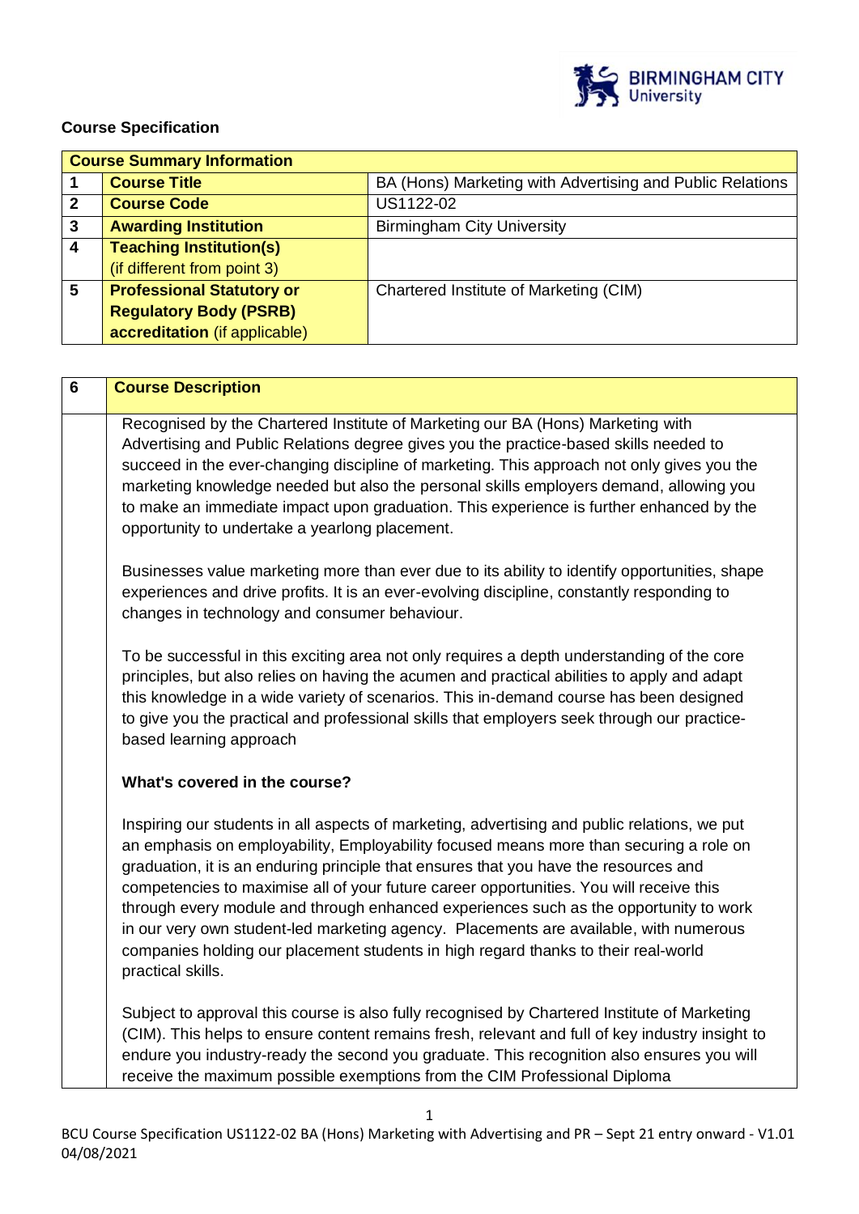**Course Specification**

| Course Summary Information | | |
|---|---|---|
| 1 | **Course Title** | BA (Hons) Marketing with Advertising and Public Relations |
| 2 | **Course Code** | US1122-02 |
| 3 | **Awarding Institution** | Birmingham City University |
| 4 | **Teaching Institution(s)** (if different from point 3) | |
| 5 | **Professional Statutory or Regulatory Body (PSRB) accreditation** (if applicable) | Chartered Institute of Marketing (CIM) |

| 6 | Course Description |
|---|---|
| | Recognised by the Chartered Institute of Marketing our BA (Hons) Marketing with Advertising and Public Relations degree gives you the practice-based skills needed to succeed in the ever-changing discipline of marketing. This approach not only gives you the marketing knowledge needed but also the personal skills employers demand, allowing you to make an immediate impact upon graduation. This experience is further enhanced by the opportunity to undertake a yearlong placement.<br><br>Businesses value marketing more than ever due to its ability to identify opportunities, shape experiences and drive profits. It is an ever-evolving discipline, constantly responding to changes in technology and consumer behaviour.<br><br>To be successful in this exciting area not only requires a depth understanding of the core principles, but also relies on having the acumen and practical abilities to apply and adapt this knowledge in a wide variety of scenarios. This in-demand course has been designed to give you the practical and professional skills that employers seek through our practice-based learning approach<br><br>**What's covered in the course?**<br><br>Inspiring our students in all aspects of marketing, advertising and public relations, we put an emphasis on employability, Employability focused means more than securing a role on graduation, it is an enduring principle that ensures that you have the resources and competencies to maximise all of your future career opportunities. You will receive this through every module and through enhanced experiences such as the opportunity to work in our very own student-led marketing agency. Placements are available, with numerous companies holding our placement students in high regard thanks to their real-world practical skills.<br><br>Subject to approval this course is also fully recognised by Chartered Institute of Marketing (CIM). This helps to ensure content remains fresh, relevant and full of key industry insight to endure you industry-ready the second you graduate. This recognition also ensures you will receive the maximum possible exemptions from the CIM Professional Diploma |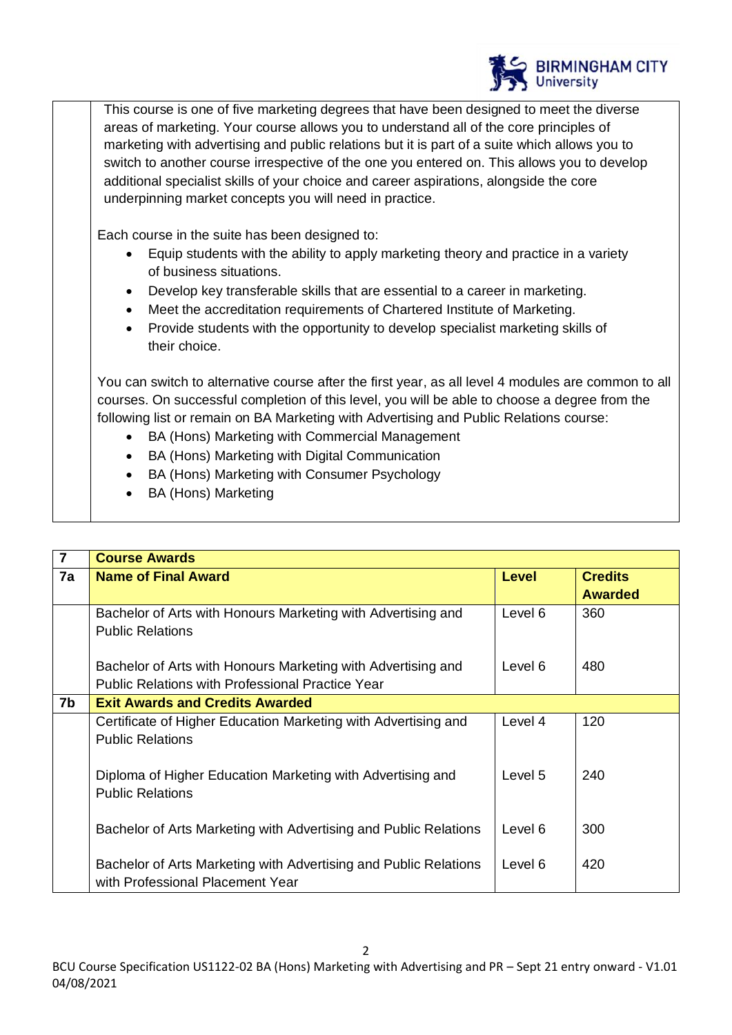This course is one of five marketing degrees that have been designed to meet the diverse areas of marketing. Your course allows you to understand all of the core principles of marketing with advertising and public relations but it is part of a suite which allows you to switch to another course irrespective of the one you entered on. This allows you to develop additional specialist skills of your choice and career aspirations, alongside the core underpinning market concepts you will need in practice.

Each course in the suite has been designed to:

- Equip students with the ability to apply marketing theory and practice in a variety of business situations.
- Develop key transferable skills that are essential to a career in marketing.
- Meet the accreditation requirements of Chartered Institute of Marketing.
- Provide students with the opportunity to develop specialist marketing skills of their choice.

You can switch to alternative course after the first year, as all level 4 modules are common to all courses. On successful completion of this level, you will be able to choose a degree from the following list or remain on BA Marketing with Advertising and Public Relations course:

- BA (Hons) Marketing with Commercial Management
- BA (Hons) Marketing with Digital Communication
- BA (Hons) Marketing with Consumer Psychology
- BA (Hons) Marketing

| 7 | Course Awards | | |
|---|---|---|---|
| **7a** | **Name of Final Award** | **Level** | **Credits Awarded** |
| | Bachelor of Arts with Honours Marketing with Advertising and Public Relations | Level 6 | 360 |
| | Bachelor of Arts with Honours Marketing with Advertising and Public Relations with Professional Practice Year | Level 6 | 480 |
| **7b** | **Exit Awards and Credits Awarded** | | |
| | Certificate of Higher Education Marketing with Advertising and Public Relations | Level 4 | 120 |
| | Diploma of Higher Education Marketing with Advertising and Public Relations | Level 5 | 240 |
| | Bachelor of Arts Marketing with Advertising and Public Relations | Level 6 | 300 |
| | Bachelor of Arts Marketing with Advertising and Public Relations with Professional Placement Year | Level 6 | 420 |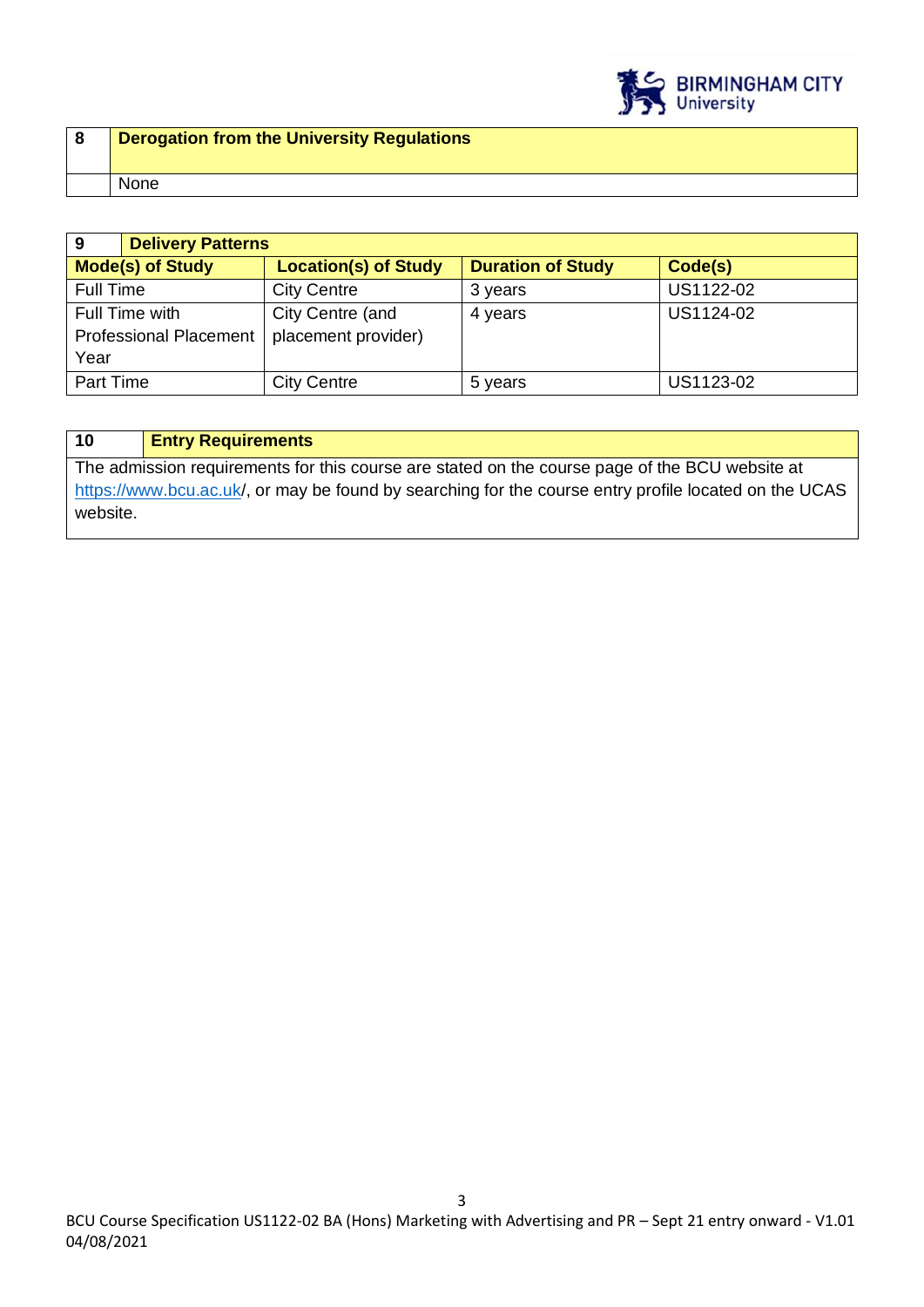| 8 | Derogation from the University Regulations |
|---|---|
| | None |

| 9 | Delivery Patterns | | |
|---|---|---|---|
| **Mode(s) of Study** | **Location(s) of Study** | **Duration of Study** | **Code(s)** |
| Full Time | City Centre | 3 years | US1122-02 |
| Full Time with Professional Placement Year | City Centre (and placement provider) | 4 years | US1124-02 |
| Part Time | City Centre | 5 years | US1123-02 |

| 10 | Entry Requirements |
|---|---|
| The admission requirements for this course are stated on the course page of the BCU website at https://www.bcu.ac.uk/, or may be found by searching for the course entry profile located on the UCAS website. | |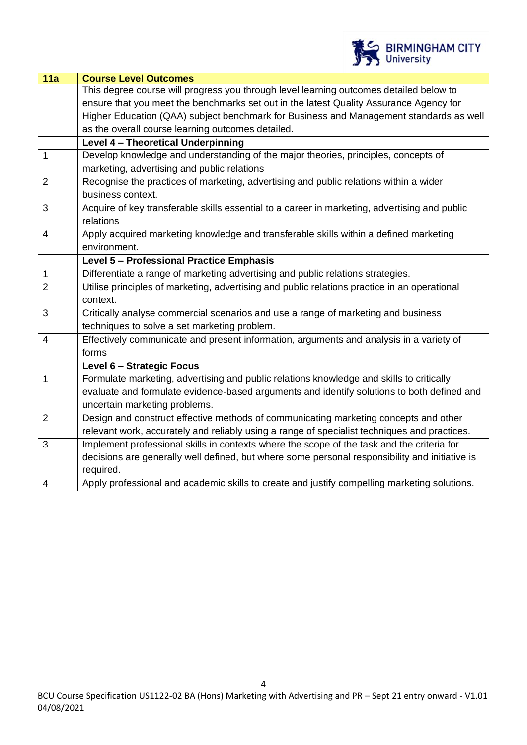| 11a | Course Level Outcomes |
|---|---|
| | This degree course will progress you through level learning outcomes detailed below to ensure that you meet the benchmarks set out in the latest Quality Assurance Agency for Higher Education (QAA) subject benchmark for Business and Management standards as well as the overall course learning outcomes detailed. |
| | **Level 4 – Theoretical Underpinning** |
| 1 | Develop knowledge and understanding of the major theories, principles, concepts of marketing, advertising and public relations |
| 2 | Recognise the practices of marketing, advertising and public relations within a wider business context. |
| 3 | Acquire of key transferable skills essential to a career in marketing, advertising and public relations |
| 4 | Apply acquired marketing knowledge and transferable skills within a defined marketing environment. |
| | **Level 5 – Professional Practice Emphasis** |
| 1 | Differentiate a range of marketing advertising and public relations strategies. |
| 2 | Utilise principles of marketing, advertising and public relations practice in an operational context. |
| 3 | Critically analyse commercial scenarios and use a range of marketing and business techniques to solve a set marketing problem. |
| 4 | Effectively communicate and present information, arguments and analysis in a variety of forms |
| | **Level 6 – Strategic Focus** |
| 1 | Formulate marketing, advertising and public relations knowledge and skills to critically evaluate and formulate evidence-based arguments and identify solutions to both defined and uncertain marketing problems. |
| 2 | Design and construct effective methods of communicating marketing concepts and other relevant work, accurately and reliably using a range of specialist techniques and practices. |
| 3 | Implement professional skills in contexts where the scope of the task and the criteria for decisions are generally well defined, but where some personal responsibility and initiative is required. |
| 4 | Apply professional and academic skills to create and justify compelling marketing solutions. |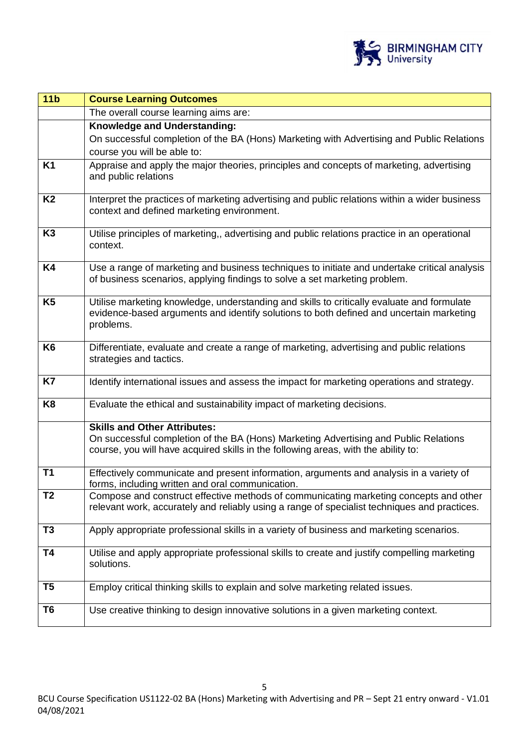| 11b | Course Learning Outcomes |
| --- | --- |
| | The overall course learning aims are: |
| | **Knowledge and Understanding:** On successful completion of the BA (Hons) Marketing with Advertising and Public Relations course you will be able to: |
| K1 | Appraise and apply the major theories, principles and concepts of marketing, advertising and public relations |
| K2 | Interpret the practices of marketing advertising and public relations within a wider business context and defined marketing environment. |
| K3 | Utilise principles of marketing,, advertising and public relations practice in an operational context. |
| K4 | Use a range of marketing and business techniques to initiate and undertake critical analysis of business scenarios, applying findings to solve a set marketing problem. |
| K5 | Utilise marketing knowledge, understanding and skills to critically evaluate and formulate evidence-based arguments and identify solutions to both defined and uncertain marketing problems. |
| K6 | Differentiate, evaluate and create a range of marketing, advertising and public relations strategies and tactics. |
| K7 | Identify international issues and assess the impact for marketing operations and strategy. |
| K8 | Evaluate the ethical and sustainability impact of marketing decisions. |
| | **Skills and Other Attributes:** On successful completion of the BA (Hons) Marketing Advertising and Public Relations course, you will have acquired skills in the following areas, with the ability to: |
| T1 | Effectively communicate and present information, arguments and analysis in a variety of forms, including written and oral communication. |
| T2 | Compose and construct effective methods of communicating marketing concepts and other relevant work, accurately and reliably using a range of specialist techniques and practices. |
| T3 | Apply appropriate professional skills in a variety of business and marketing scenarios. |
| T4 | Utilise and apply appropriate professional skills to create and justify compelling marketing solutions. |
| T5 | Employ critical thinking skills to explain and solve marketing related issues. |
| T6 | Use creative thinking to design innovative solutions in a given marketing context. |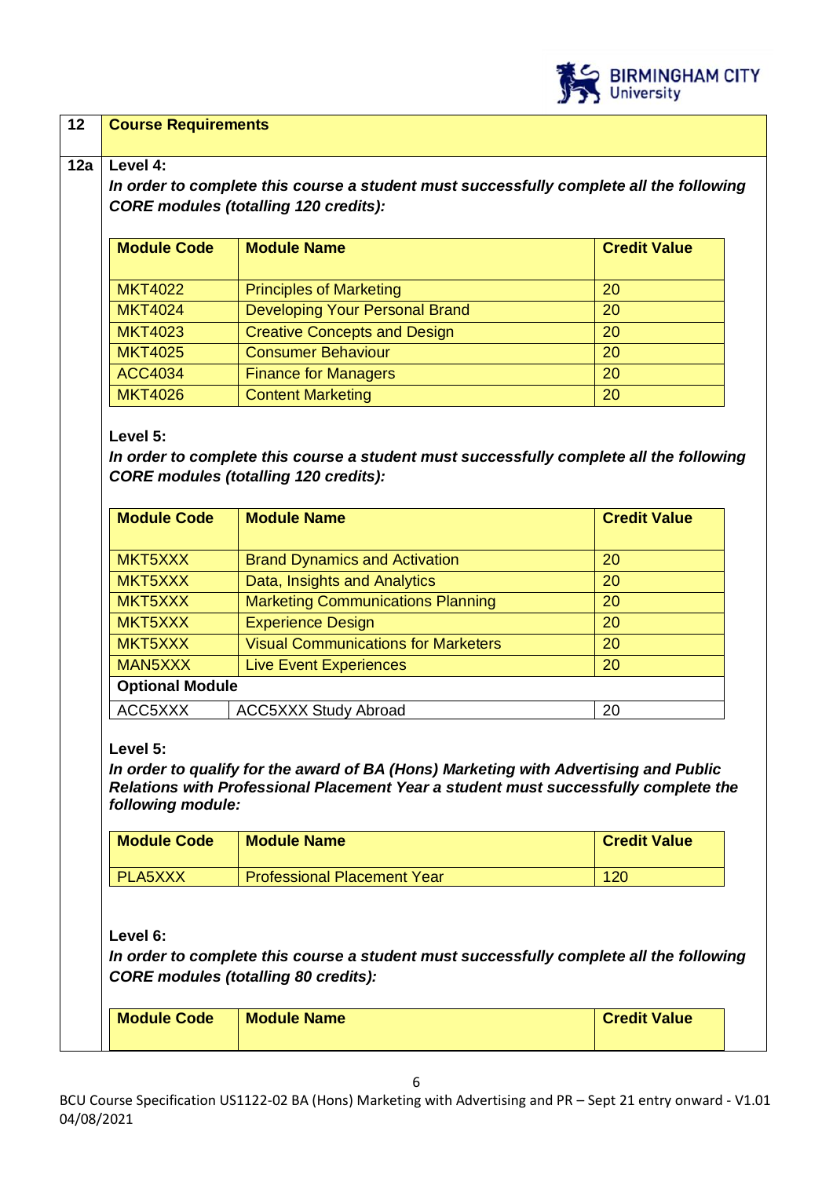| 12 | **Course Requirements** |
|---|---|

**12a** **Level 4:**

***In order to complete this course a student must successfully complete all the following CORE modules (totalling 120 credits):***

| Module Code | Module Name | Credit Value |
|---|---|---|
| MKT4022 | Principles of Marketing | 20 |
| MKT4024 | Developing Your Personal Brand | 20 |
| MKT4023 | Creative Concepts and Design | 20 |
| MKT4025 | Consumer Behaviour | 20 |
| ACC4034 | Finance for Managers | 20 |
| MKT4026 | Content Marketing | 20 |

**Level 5:**

***In order to complete this course a student must successfully complete all the following CORE modules (totalling 120 credits):***

| Module Code | Module Name | Credit Value |
|---|---|---|
| MKT5XXX | Brand Dynamics and Activation | 20 |
| MKT5XXX | Data, Insights and Analytics | 20 |
| MKT5XXX | Marketing Communications Planning | 20 |
| MKT5XXX | Experience Design | 20 |
| MKT5XXX | Visual Communications for Marketers | 20 |
| MAN5XXX | Live Event Experiences | 20 |
| **Optional Module** | | |
| ACC5XXX | ACC5XXX Study Abroad | 20 |

**Level 5:**

***In order to qualify for the award of BA (Hons) Marketing with Advertising and Public Relations with Professional Placement Year a student must successfully complete the following module:***

| Module Code | Module Name | Credit Value |
|---|---|---|
| PLA5XXX | Professional Placement Year | 120 |

**Level 6:**

***In order to complete this course a student must successfully complete all the following CORE modules (totalling 80 credits):***

| Module Code | Module Name | Credit Value |
|---|---|---|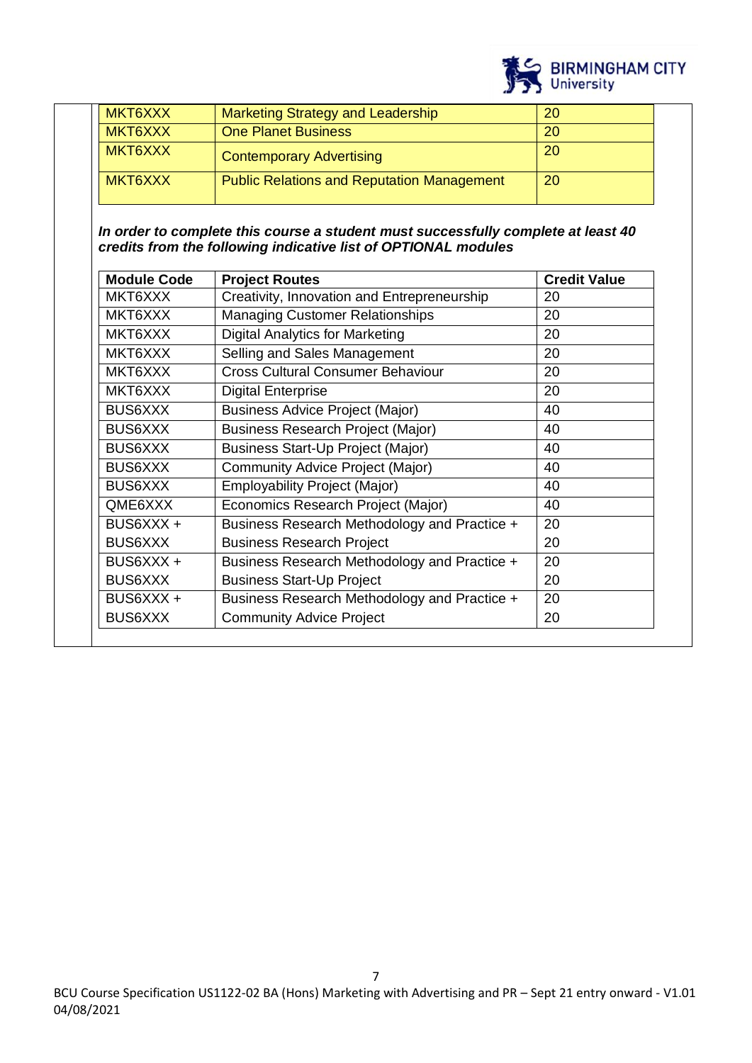| | | |
|---|---|---|
| MKT6XXX | Marketing Strategy and Leadership | 20 |
| MKT6XXX | One Planet Business | 20 |
| MKT6XXX | Contemporary Advertising | 20 |
| MKT6XXX | Public Relations and Reputation Management | 20 |

***In order to complete this course a student must successfully complete at least 40 credits from the following indicative list of OPTIONAL modules***

| Module Code | Project Routes | Credit Value |
|---|---|---|
| MKT6XXX | Creativity, Innovation and Entrepreneurship | 20 |
| MKT6XXX | Managing Customer Relationships | 20 |
| MKT6XXX | Digital Analytics for Marketing | 20 |
| MKT6XXX | Selling and Sales Management | 20 |
| MKT6XXX | Cross Cultural Consumer Behaviour | 20 |
| MKT6XXX | Digital Enterprise | 20 |
| BUS6XXX | Business Advice Project (Major) | 40 |
| BUS6XXX | Business Research Project (Major) | 40 |
| BUS6XXX | Business Start-Up Project (Major) | 40 |
| BUS6XXX | Community Advice Project (Major) | 40 |
| BUS6XXX | Employability Project (Major) | 40 |
| QME6XXX | Economics Research Project (Major) | 40 |
| BUS6XXX + BUS6XXX | Business Research Methodology and Practice + Business Research Project | 20 20 |
| BUS6XXX + BUS6XXX | Business Research Methodology and Practice + Business Start-Up Project | 20 20 |
| BUS6XXX + BUS6XXX | Business Research Methodology and Practice + Community Advice Project | 20 20 |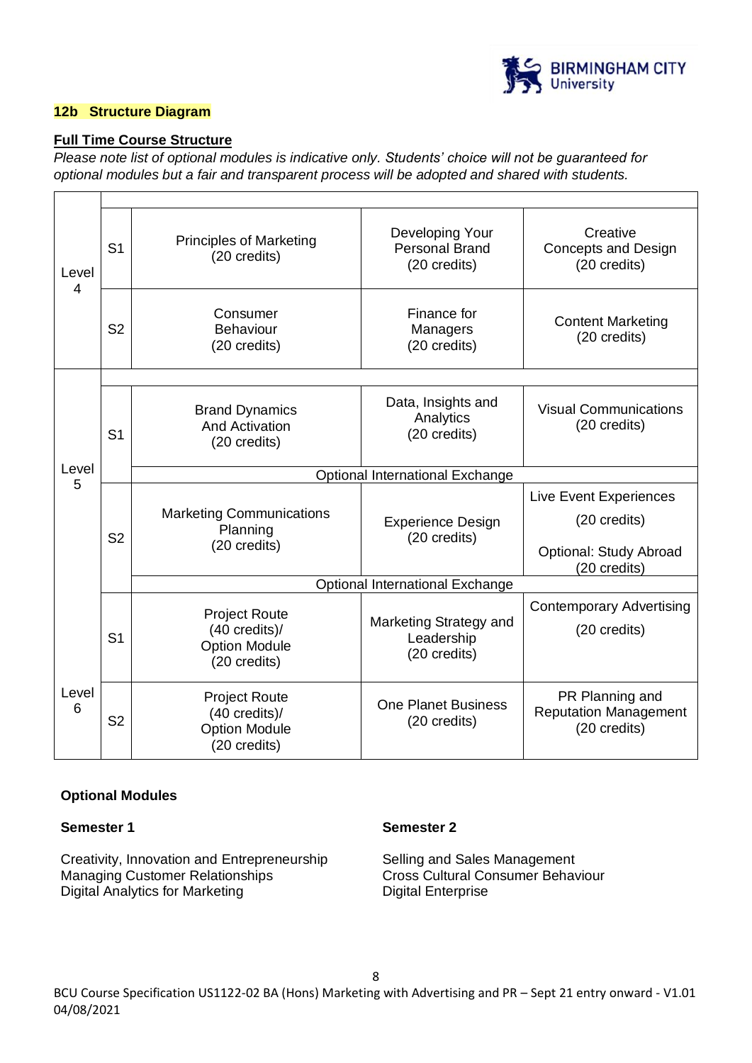**12b Structure Diagram**

**Full Time Course Structure**

*Please note list of optional modules is indicative only. Students' choice will not be guaranteed for optional modules but a fair and transparent process will be adopted and shared with students.*

| Level | Semester | | | |
|---|---|---|---|---|
| Level 4 | S1 | Principles of Marketing (20 credits) | Developing Your Personal Brand (20 credits) | Creative Concepts and Design (20 credits) |
| | S2 | Consumer Behaviour (20 credits) | Finance for Managers (20 credits) | Content Marketing (20 credits) |
| Level 5 | S1 | Brand Dynamics And Activation (20 credits) | Data, Insights and Analytics (20 credits) | Visual Communications (20 credits) |
| | | Optional International Exchange | | |
| | S2 | Marketing Communications Planning (20 credits) | Experience Design (20 credits) | Live Event Experiences (20 credits) Optional: Study Abroad (20 credits) |
| | | Optional International Exchange | | |
| Level 6 | S1 | Project Route (40 credits)/ Option Module (20 credits) | Marketing Strategy and Leadership (20 credits) | Contemporary Advertising (20 credits) |
| | S2 | Project Route (40 credits)/ Option Module (20 credits) | One Planet Business (20 credits) | PR Planning and Reputation Management (20 credits) |

**Optional Modules**

**Semester 1**

Creativity, Innovation and Entrepreneurship
Managing Customer Relationships
Digital Analytics for Marketing

**Semester 2**

Selling and Sales Management
Cross Cultural Consumer Behaviour
Digital Enterprise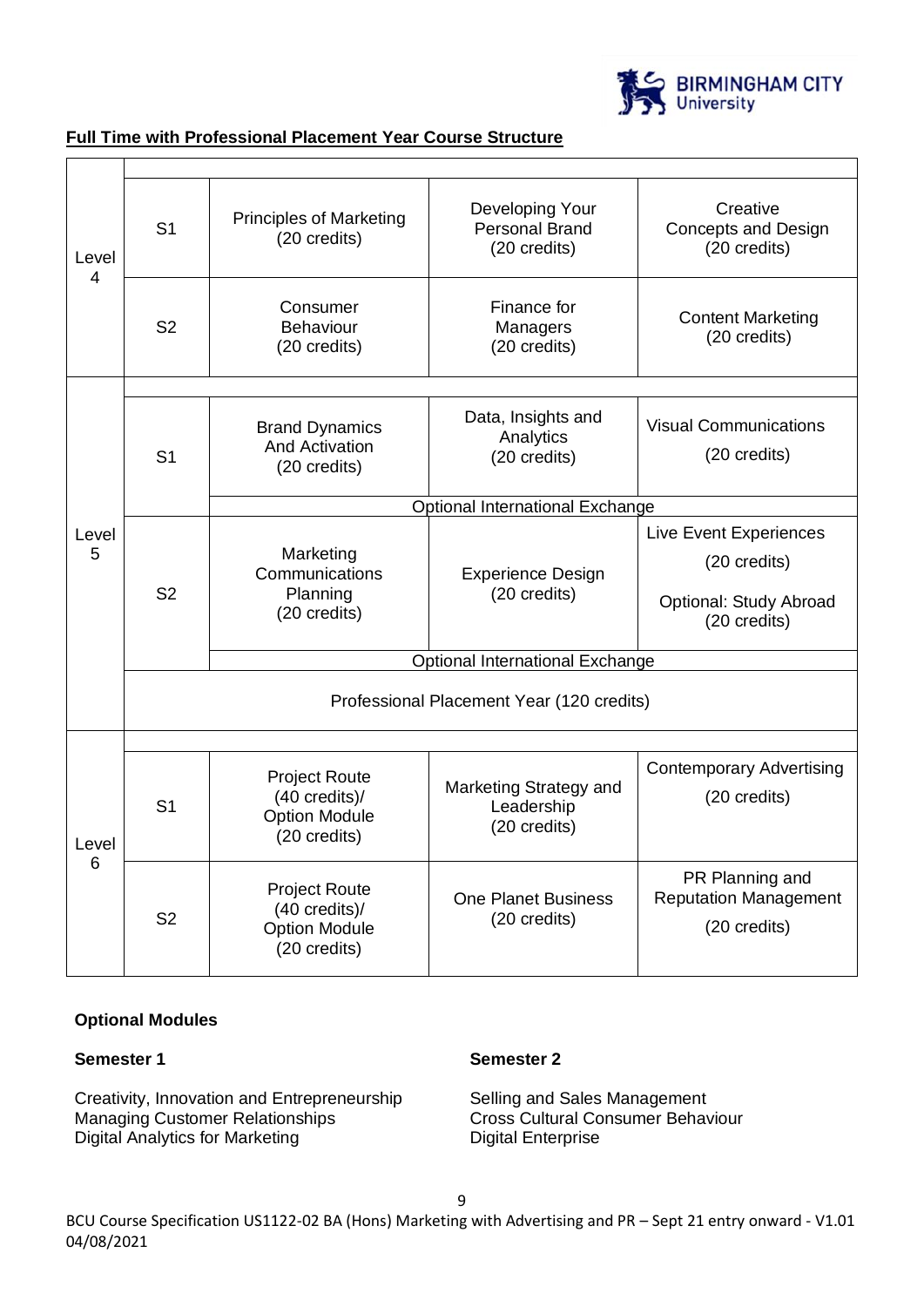## Full Time with Professional Placement Year Course Structure

| Level | Semester | Module | Module | Module |
|---|---|---|---|---|
| Level 4 | S1 | Principles of Marketing (20 credits) | Developing Your Personal Brand (20 credits) | Creative Concepts and Design (20 credits) |
| | S2 | Consumer Behaviour (20 credits) | Finance for Managers (20 credits) | Content Marketing (20 credits) |
| Level 5 | S1 | Brand Dynamics And Activation (20 credits) | Data, Insights and Analytics (20 credits) | Visual Communications (20 credits) |
| | | Optional International Exchange | | |
| | S2 | Marketing Communications Planning (20 credits) | Experience Design (20 credits) | Live Event Experiences (20 credits) Optional: Study Abroad (20 credits) |
| | | Optional International Exchange | | |
| | Professional Placement Year (120 credits) | | | |
| Level 6 | S1 | Project Route (40 credits)/ Option Module (20 credits) | Marketing Strategy and Leadership (20 credits) | Contemporary Advertising (20 credits) |
| | S2 | Project Route (40 credits)/ Option Module (20 credits) | One Planet Business (20 credits) | PR Planning and Reputation Management (20 credits) |

**Optional Modules**

**Semester 1**

Creativity, Innovation and Entrepreneurship
Managing Customer Relationships
Digital Analytics for Marketing

**Semester 2**

Selling and Sales Management
Cross Cultural Consumer Behaviour
Digital Enterprise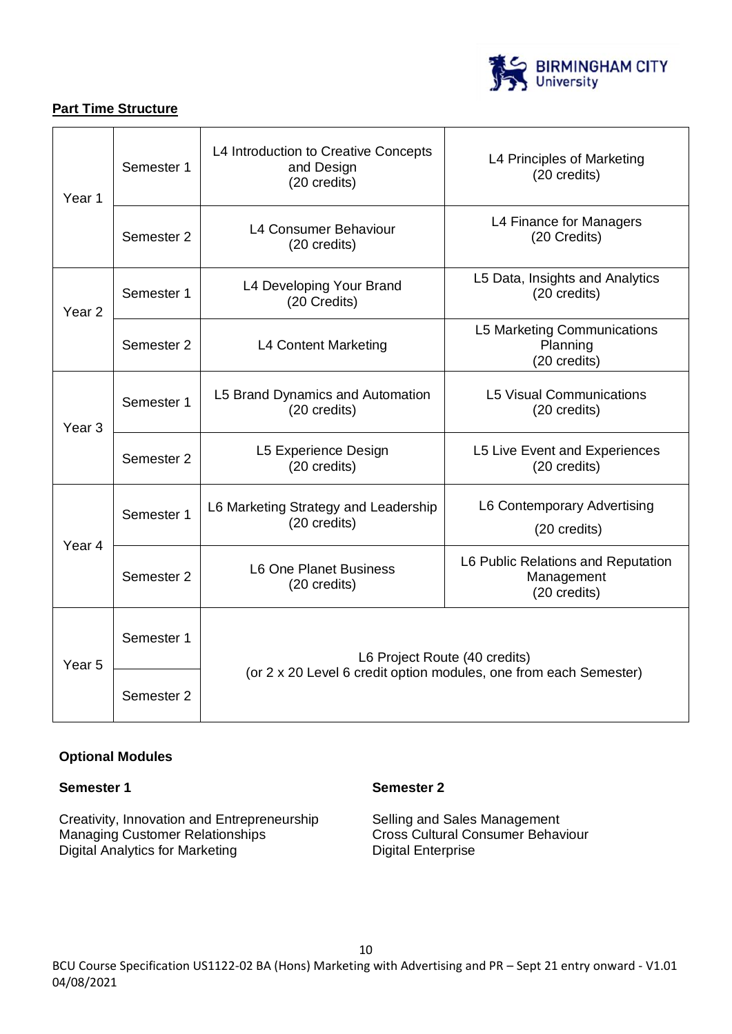**Part Time Structure**

| | | | |
|---|---|---|---|
| Year 1 | Semester 1 | L4 Introduction to Creative Concepts and Design (20 credits) | L4 Principles of Marketing (20 credits) |
| | Semester 2 | L4 Consumer Behaviour (20 credits) | L4 Finance for Managers (20 Credits) |
| Year 2 | Semester 1 | L4 Developing Your Brand (20 Credits) | L5 Data, Insights and Analytics (20 credits) |
| | Semester 2 | L4 Content Marketing | L5 Marketing Communications Planning (20 credits) |
| Year 3 | Semester 1 | L5 Brand Dynamics and Automation (20 credits) | L5 Visual Communications (20 credits) |
| | Semester 2 | L5 Experience Design (20 credits) | L5 Live Event and Experiences (20 credits) |
| Year 4 | Semester 1 | L6 Marketing Strategy and Leadership (20 credits) | L6 Contemporary Advertising (20 credits) |
| | Semester 2 | L6 One Planet Business (20 credits) | L6 Public Relations and Reputation Management (20 credits) |
| Year 5 | Semester 1 | L6 Project Route (40 credits) (or 2 x 20 Level 6 credit option modules, one from each Semester) | |
| | Semester 2 | | |

**Optional Modules**

**Semester 1**

Creativity, Innovation and Entrepreneurship
Managing Customer Relationships
Digital Analytics for Marketing

**Semester 2**

Selling and Sales Management
Cross Cultural Consumer Behaviour
Digital Enterprise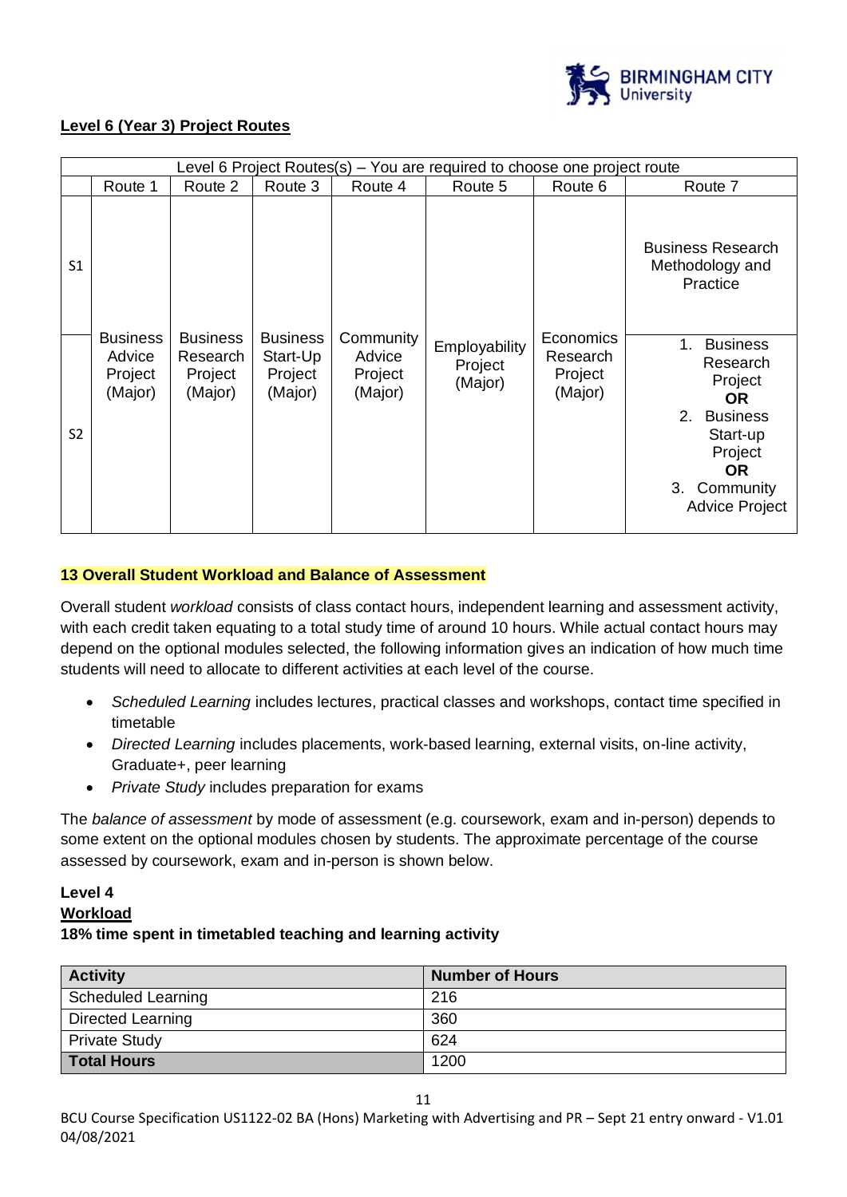**Level 6 (Year 3) Project Routes**

| Level 6 Project Routes(s) – You are required to choose one project route | | | | | | | |
|---|---|---|---|---|---|---|---|
| | Route 1 | Route 2 | Route 3 | Route 4 | Route 5 | Route 6 | Route 7 |
| S1 | Business Advice Project (Major) | Business Research Project (Major) | Business Start-Up Project (Major) | Community Advice Project (Major) | Employability Project (Major) | Economics Research Project (Major) | Business Research Methodology and Practice |
| S2 | | | | | | | 1. Business Research Project **OR** 2. Business Start-up Project **OR** 3. Community Advice Project |

## 13 Overall Student Workload and Balance of Assessment

Overall student *workload* consists of class contact hours, independent learning and assessment activity, with each credit taken equating to a total study time of around 10 hours. While actual contact hours may depend on the optional modules selected, the following information gives an indication of how much time students will need to allocate to different activities at each level of the course.

- *Scheduled Learning* includes lectures, practical classes and workshops, contact time specified in timetable
- *Directed Learning* includes placements, work-based learning, external visits, on-line activity, Graduate+, peer learning
- *Private Study* includes preparation for exams

The *balance of assessment* by mode of assessment (e.g. coursework, exam and in-person) depends to some extent on the optional modules chosen by students. The approximate percentage of the course assessed by coursework, exam and in-person is shown below.

**Level 4**

**Workload**

**18% time spent in timetabled teaching and learning activity**

| Activity | Number of Hours |
|---|---|
| Scheduled Learning | 216 |
| Directed Learning | 360 |
| Private Study | 624 |
| **Total Hours** | 1200 |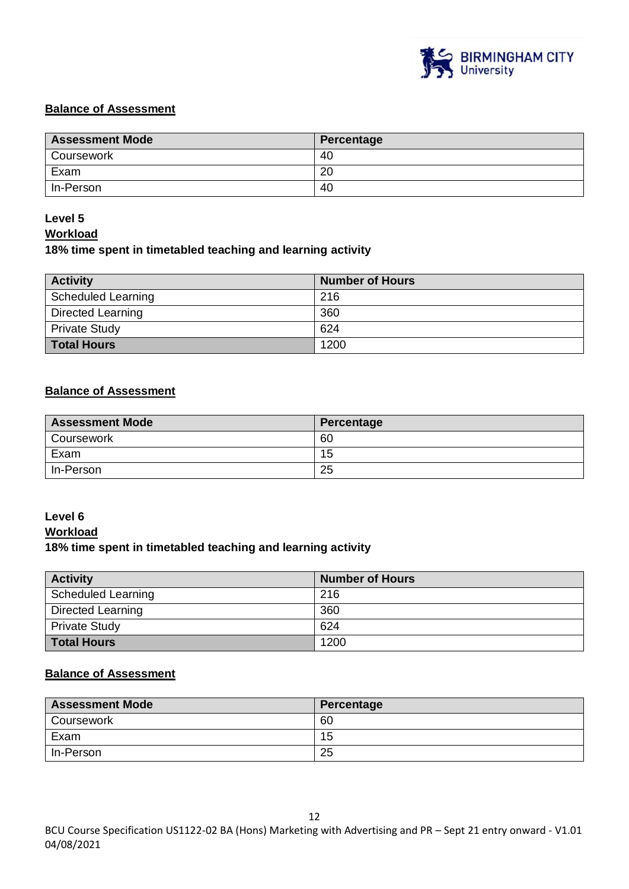**Balance of Assessment**

| Assessment Mode | Percentage |
| --- | --- |
| Coursework | 40 |
| Exam | 20 |
| In-Person | 40 |

**Level 5**

**Workload**

**18% time spent in timetabled teaching and learning activity**

| Activity | Number of Hours |
| --- | --- |
| Scheduled Learning | 216 |
| Directed Learning | 360 |
| Private Study | 624 |
| **Total Hours** | 1200 |

**Balance of Assessment**

| Assessment Mode | Percentage |
| --- | --- |
| Coursework | 60 |
| Exam | 15 |
| In-Person | 25 |

**Level 6**

**Workload**

**18% time spent in timetabled teaching and learning activity**

| Activity | Number of Hours |
| --- | --- |
| Scheduled Learning | 216 |
| Directed Learning | 360 |
| Private Study | 624 |
| **Total Hours** | 1200 |

**Balance of Assessment**

| Assessment Mode | Percentage |
| --- | --- |
| Coursework | 60 |
| Exam | 15 |
| In-Person | 25 |